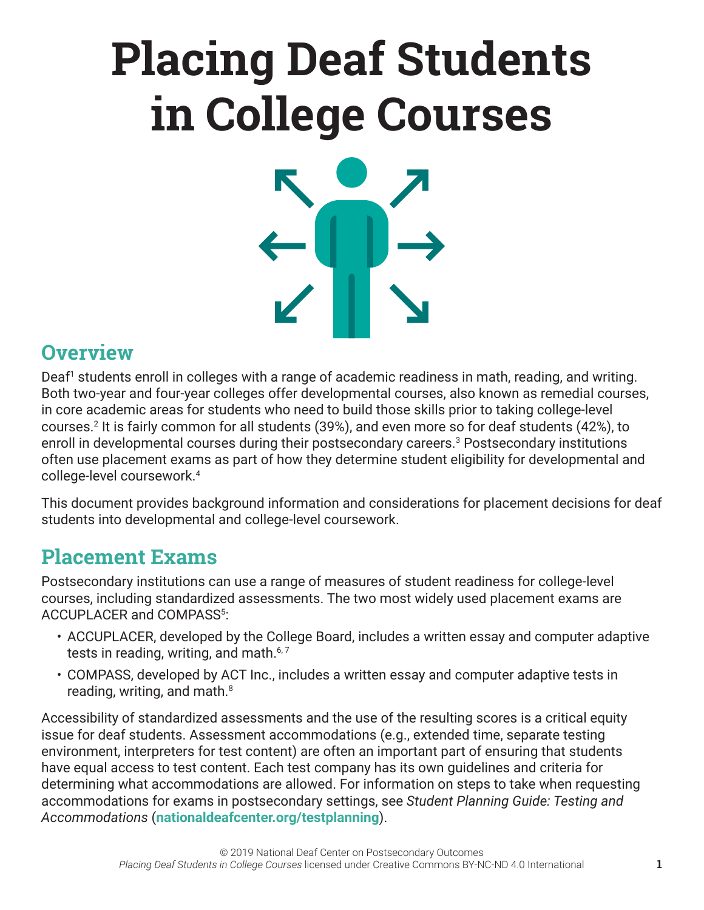# Placing Deaf Students in College Courses

## Overview

Deaf[1] students enroll in colleges with a range of academic readiness in math, reading, and writing. Both two-year and four-year colleges offer developmental courses, also known as remedial courses, in core academic areas for students who need to build those skills prior to taking college-level courses.[2] It is fairly common for all students (39%), and even more so for deaf students (42%), to enroll in developmental courses during their postsecondary careers.[3] Postsecondary institutions often use placement exams as part of how they determine student eligibility for developmental and college-level coursework.[4]

This document provides background information and considerations for placement decisions for deaf students into developmental and college-level coursework.

## Placement Exams

Postsecondary institutions can use a range of measures of student readiness for college-level courses, including standardized assessments. The two most widely used placement exams are ACCUPLACER and COMPASS[5]:

- ACCUPLACER, developed by the College Board, includes a written essay and computer adaptive tests in reading, writing, and math.[6, 7]
- COMPASS, developed by ACT Inc., includes a written essay and computer adaptive tests in reading, writing, and math.[8]

Accessibility of standardized assessments and the use of the resulting scores is a critical equity issue for deaf students. Assessment accommodations (e.g., extended time, separate testing environment, interpreters for test content) are often an important part of ensuring that students have equal access to test content. Each test company has its own guidelines and criteria for determining what accommodations are allowed. For information on steps to take when requesting accommodations for exams in postsecondary settings, see *Student Planning Guide: Testing and Accommodations* (**nationaldeafcenter.org/testplanning**).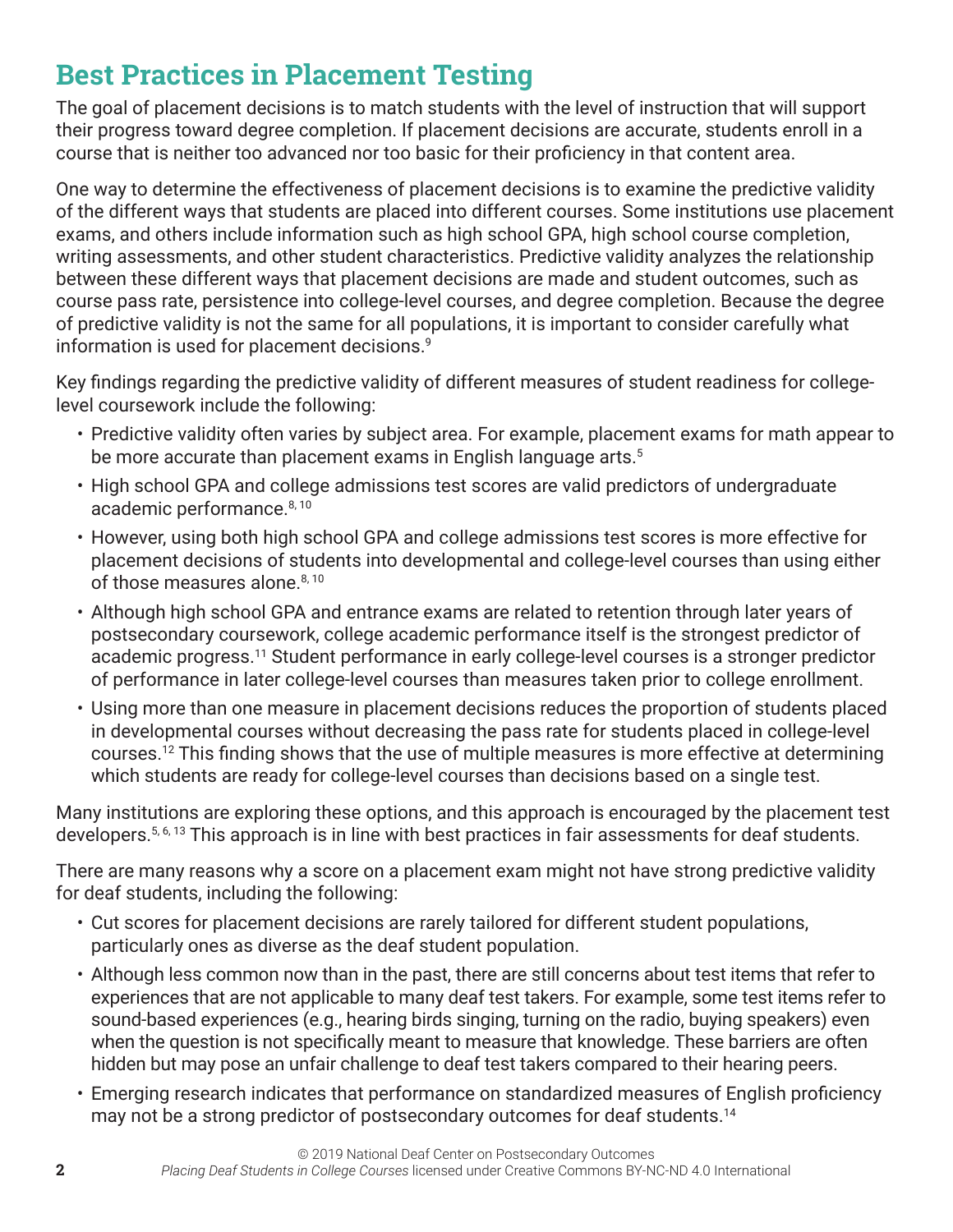## Best Practices in Placement Testing

The goal of placement decisions is to match students with the level of instruction that will support their progress toward degree completion. If placement decisions are accurate, students enroll in a course that is neither too advanced nor too basic for their proficiency in that content area.

One way to determine the effectiveness of placement decisions is to examine the predictive validity of the different ways that students are placed into different courses. Some institutions use placement exams, and others include information such as high school GPA, high school course completion, writing assessments, and other student characteristics. Predictive validity analyzes the relationship between these different ways that placement decisions are made and student outcomes, such as course pass rate, persistence into college-level courses, and degree completion. Because the degree of predictive validity is not the same for all populations, it is important to consider carefully what information is used for placement decisions.[9]

Key findings regarding the predictive validity of different measures of student readiness for college-level coursework include the following:

- Predictive validity often varies by subject area. For example, placement exams for math appear to be more accurate than placement exams in English language arts.[5]
- High school GPA and college admissions test scores are valid predictors of undergraduate academic performance.[8, 10]
- However, using both high school GPA and college admissions test scores is more effective for placement decisions of students into developmental and college-level courses than using either of those measures alone.[8, 10]
- Although high school GPA and entrance exams are related to retention through later years of postsecondary coursework, college academic performance itself is the strongest predictor of academic progress.[11] Student performance in early college-level courses is a stronger predictor of performance in later college-level courses than measures taken prior to college enrollment.
- Using more than one measure in placement decisions reduces the proportion of students placed in developmental courses without decreasing the pass rate for students placed in college-level courses.[12] This finding shows that the use of multiple measures is more effective at determining which students are ready for college-level courses than decisions based on a single test.

Many institutions are exploring these options, and this approach is encouraged by the placement test developers.[5, 6, 13] This approach is in line with best practices in fair assessments for deaf students.

There are many reasons why a score on a placement exam might not have strong predictive validity for deaf students, including the following:

- Cut scores for placement decisions are rarely tailored for different student populations, particularly ones as diverse as the deaf student population.
- Although less common now than in the past, there are still concerns about test items that refer to experiences that are not applicable to many deaf test takers. For example, some test items refer to sound-based experiences (e.g., hearing birds singing, turning on the radio, buying speakers) even when the question is not specifically meant to measure that knowledge. These barriers are often hidden but may pose an unfair challenge to deaf test takers compared to their hearing peers.
- Emerging research indicates that performance on standardized measures of English proficiency may not be a strong predictor of postsecondary outcomes for deaf students.[14]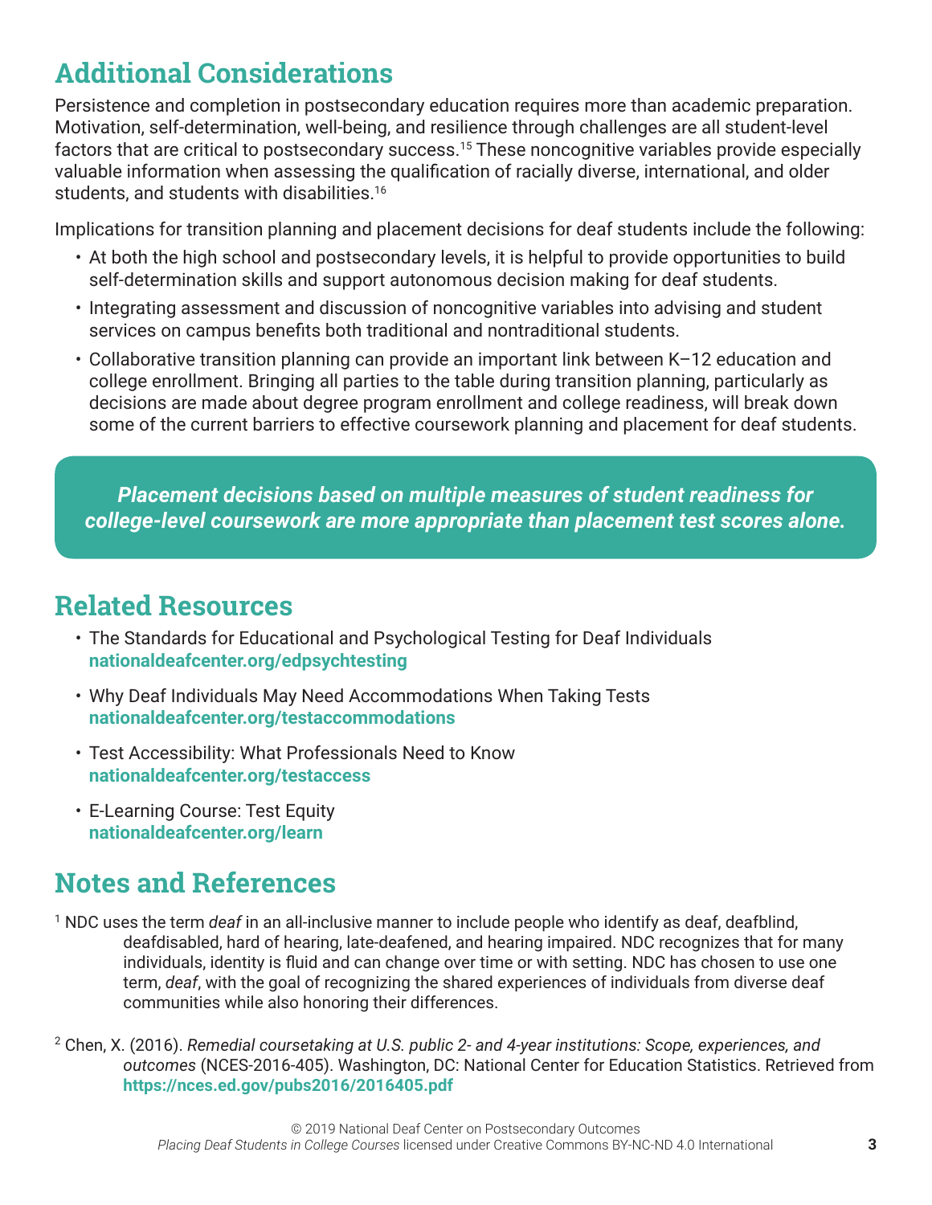## Additional Considerations

Persistence and completion in postsecondary education requires more than academic preparation. Motivation, self-determination, well-being, and resilience through challenges are all student-level factors that are critical to postsecondary success.[15] These noncognitive variables provide especially valuable information when assessing the qualification of racially diverse, international, and older students, and students with disabilities.[16]

Implications for transition planning and placement decisions for deaf students include the following:

- At both the high school and postsecondary levels, it is helpful to provide opportunities to build self-determination skills and support autonomous decision making for deaf students.
- Integrating assessment and discussion of noncognitive variables into advising and student services on campus benefits both traditional and nontraditional students.
- Collaborative transition planning can provide an important link between K–12 education and college enrollment. Bringing all parties to the table during transition planning, particularly as decisions are made about degree program enrollment and college readiness, will break down some of the current barriers to effective coursework planning and placement for deaf students.

***Placement decisions based on multiple measures of student readiness for college-level coursework are more appropriate than placement test scores alone.***

## Related Resources

- The Standards for Educational and Psychological Testing for Deaf Individuals
  **nationaldeafcenter.org/edpsychtesting**
- Why Deaf Individuals May Need Accommodations When Taking Tests
  **nationaldeafcenter.org/testaccommodations**
- Test Accessibility: What Professionals Need to Know
  **nationaldeafcenter.org/testaccess**
- E-Learning Course: Test Equity
  **nationaldeafcenter.org/learn**

## Notes and References

[1] NDC uses the term *deaf* in an all-inclusive manner to include people who identify as deaf, deafblind, deafdisabled, hard of hearing, late-deafened, and hearing impaired. NDC recognizes that for many individuals, identity is fluid and can change over time or with setting. NDC has chosen to use one term, *deaf*, with the goal of recognizing the shared experiences of individuals from diverse deaf communities while also honoring their differences.

[2] Chen, X. (2016). *Remedial coursetaking at U.S. public 2- and 4-year institutions: Scope, experiences, and outcomes* (NCES-2016-405). Washington, DC: National Center for Education Statistics. Retrieved from **https://nces.ed.gov/pubs2016/2016405.pdf**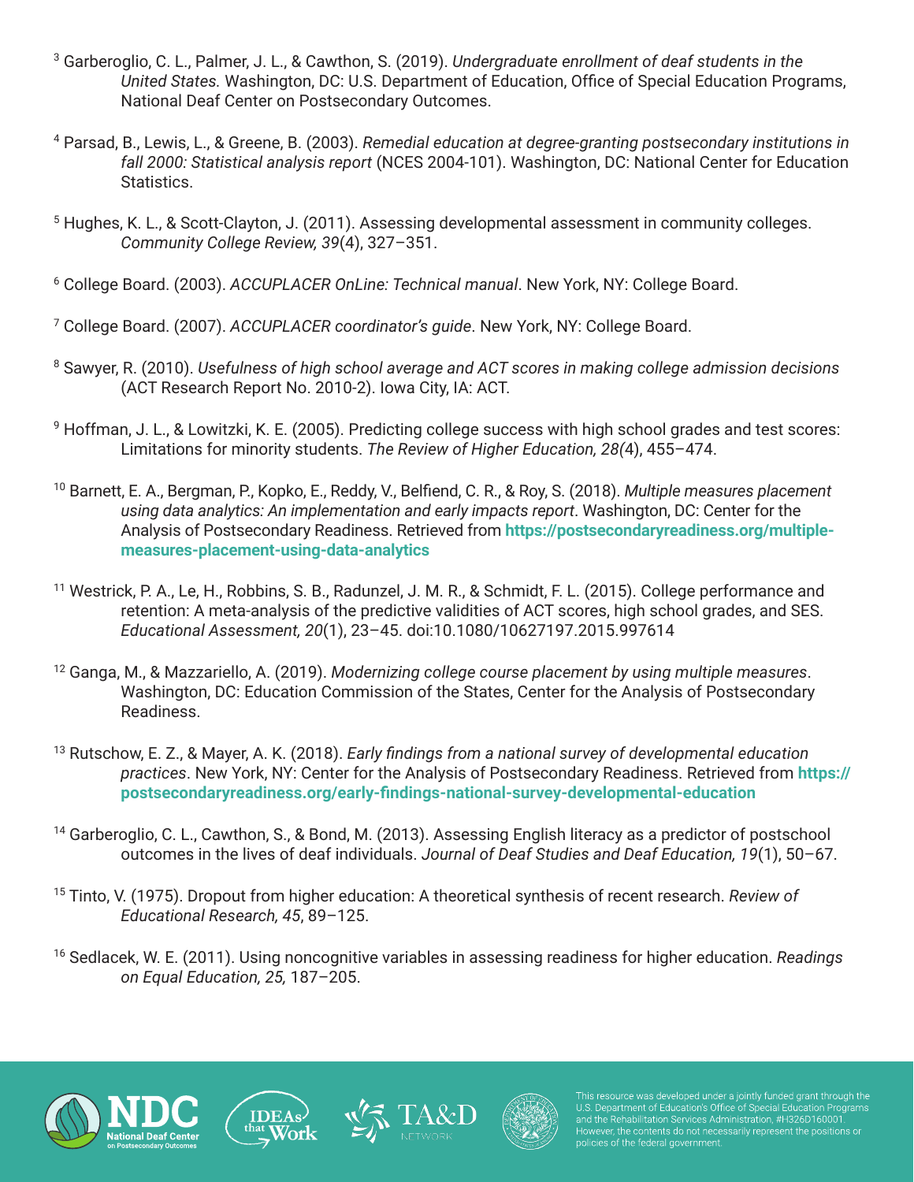[3] Garberoglio, C. L., Palmer, J. L., & Cawthon, S. (2019). *Undergraduate enrollment of deaf students in the United States.* Washington, DC: U.S. Department of Education, Office of Special Education Programs, National Deaf Center on Postsecondary Outcomes.

[4] Parsad, B., Lewis, L., & Greene, B. (2003). *Remedial education at degree-granting postsecondary institutions in fall 2000: Statistical analysis report* (NCES 2004-101). Washington, DC: National Center for Education Statistics.

[5] Hughes, K. L., & Scott-Clayton, J. (2011). Assessing developmental assessment in community colleges. *Community College Review, 39*(4), 327–351.

[6] College Board. (2003). *ACCUPLACER OnLine: Technical manual*. New York, NY: College Board.

[7] College Board. (2007). *ACCUPLACER coordinator's guide*. New York, NY: College Board.

[8] Sawyer, R. (2010). *Usefulness of high school average and ACT scores in making college admission decisions* (ACT Research Report No. 2010-2). Iowa City, IA: ACT.

[9] Hoffman, J. L., & Lowitzki, K. E. (2005). Predicting college success with high school grades and test scores: Limitations for minority students. *The Review of Higher Education, 28(*4), 455–474.

[10] Barnett, E. A., Bergman, P., Kopko, E., Reddy, V., Belfiend, C. R., & Roy, S. (2018). *Multiple measures placement using data analytics: An implementation and early impacts report*. Washington, DC: Center for the Analysis of Postsecondary Readiness. Retrieved from **https://postsecondaryreadiness.org/multiple-measures-placement-using-data-analytics**

[11] Westrick, P. A., Le, H., Robbins, S. B., Radunzel, J. M. R., & Schmidt, F. L. (2015). College performance and retention: A meta-analysis of the predictive validities of ACT scores, high school grades, and SES. *Educational Assessment, 20*(1), 23–45. doi:10.1080/10627197.2015.997614

[12] Ganga, M., & Mazzariello, A. (2019). *Modernizing college course placement by using multiple measures*. Washington, DC: Education Commission of the States, Center for the Analysis of Postsecondary Readiness.

[13] Rutschow, E. Z., & Mayer, A. K. (2018). *Early findings from a national survey of developmental education practices*. New York, NY: Center for the Analysis of Postsecondary Readiness. Retrieved from **https://postsecondaryreadiness.org/early-findings-national-survey-developmental-education**

[14] Garberoglio, C. L., Cawthon, S., & Bond, M. (2013). Assessing English literacy as a predictor of postschool outcomes in the lives of deaf individuals. *Journal of Deaf Studies and Deaf Education, 19*(1), 50–67.

[15] Tinto, V. (1975). Dropout from higher education: A theoretical synthesis of recent research. *Review of Educational Research, 45*, 89–125.

[16] Sedlacek, W. E. (2011). Using noncognitive variables in assessing readiness for higher education. *Readings on Equal Education, 25,* 187–205.

This resource was developed under a jointly funded grant through the U.S. Department of Education's Office of Special Education Programs and the Rehabilitation Services Administration, #H326D160001. However, the contents do not necessarily represent the positions or policies of the federal government.